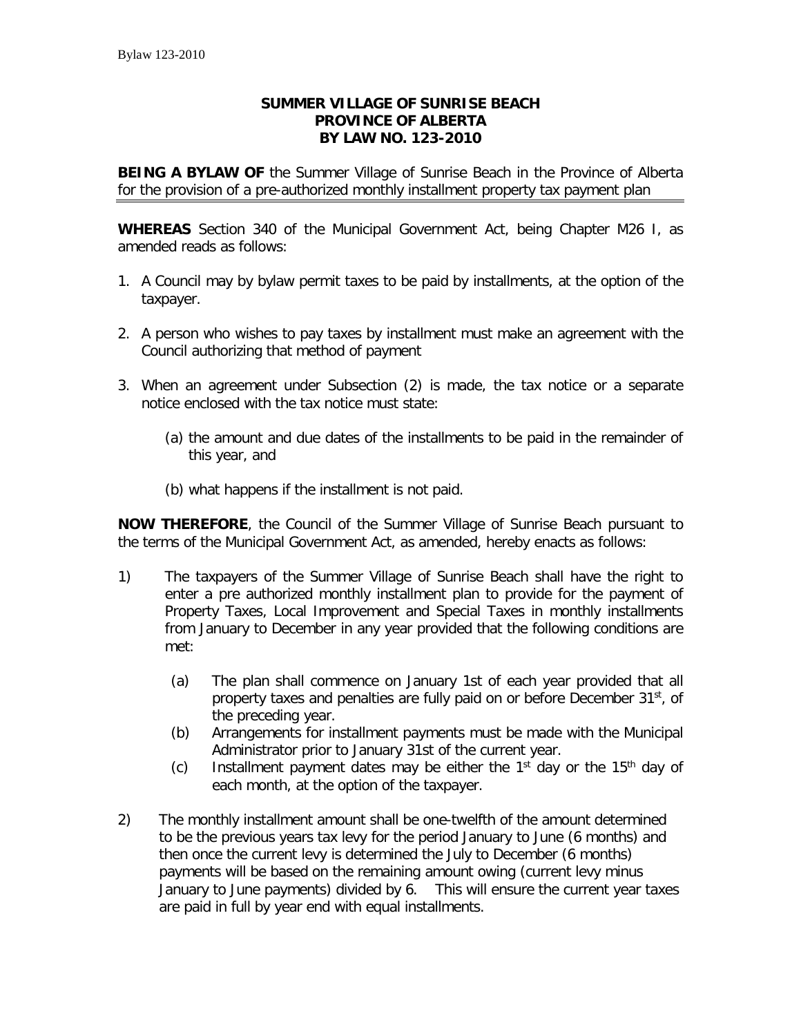**SUMMER VILLAGE OF SUNRISE BEACH**
**PROVINCE OF ALBERTA**
**BY LAW NO. 123-2010**

**BEING A BYLAW OF** the Summer Village of Sunrise Beach in the Province of Alberta for the provision of a pre-authorized monthly installment property tax payment plan

**WHEREAS** Section 340 of the Municipal Government Act, being Chapter M26 I, as amended reads as follows:

1. A Council may by bylaw permit taxes to be paid by installments, at the option of the taxpayer.

2. A person who wishes to pay taxes by installment must make an agreement with the Council authorizing that method of payment

3. When an agreement under Subsection (2) is made, the tax notice or a separate notice enclosed with the tax notice must state:

   (a) the amount and due dates of the installments to be paid in the remainder of this year, and

   (b) what happens if the installment is not paid.

**NOW THEREFORE**, the Council of the Summer Village of Sunrise Beach pursuant to the terms of the Municipal Government Act, as amended, hereby enacts as follows:

1) The taxpayers of the Summer Village of Sunrise Beach shall have the right to enter a pre authorized monthly installment plan to provide for the payment of Property Taxes, Local Improvement and Special Taxes in monthly installments from January to December in any year provided that the following conditions are met:

   (a) The plan shall commence on January 1st of each year provided that all property taxes and penalties are fully paid on or before December 31st, of the preceding year.
   (b) Arrangements for installment payments must be made with the Municipal Administrator prior to January 31st of the current year.
   (c) Installment payment dates may be either the 1st day or the 15th day of each month, at the option of the taxpayer.

2) The monthly installment amount shall be one-twelfth of the amount determined to be the previous years tax levy for the period January to June (6 months) and then once the current levy is determined the July to December (6 months) payments will be based on the remaining amount owing (current levy minus January to June payments) divided by 6. This will ensure the current year taxes are paid in full by year end with equal installments.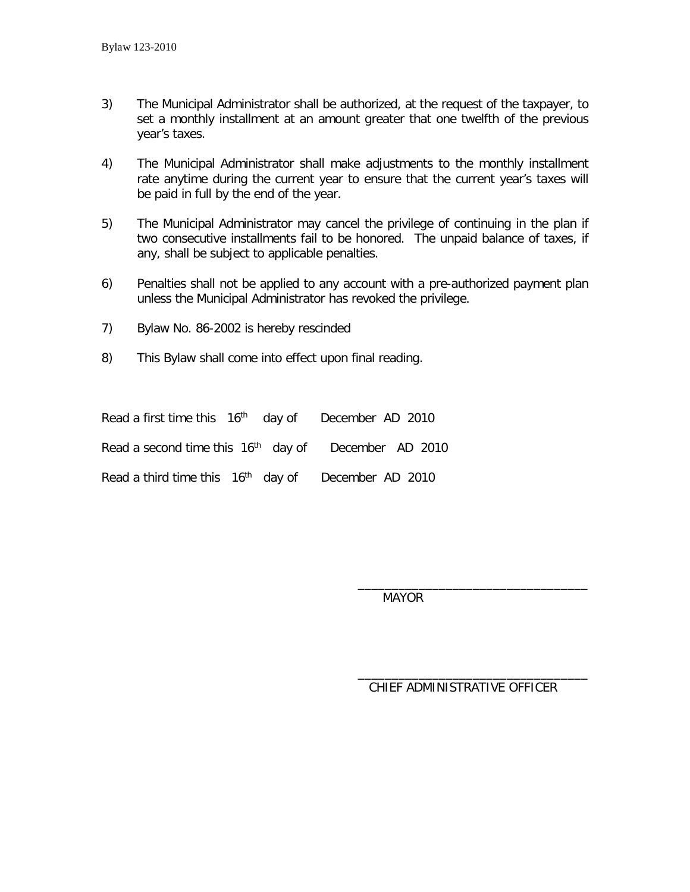3) The Municipal Administrator shall be authorized, at the request of the taxpayer, to set a monthly installment at an amount greater that one twelfth of the previous year's taxes.

4) The Municipal Administrator shall make adjustments to the monthly installment rate anytime during the current year to ensure that the current year's taxes will be paid in full by the end of the year.

5) The Municipal Administrator may cancel the privilege of continuing in the plan if two consecutive installments fail to be honored. The unpaid balance of taxes, if any, shall be subject to applicable penalties.

6) Penalties shall not be applied to any account with a pre-authorized payment plan unless the Municipal Administrator has revoked the privilege.

7) Bylaw No. 86-2002 is hereby rescinded

8) This Bylaw shall come into effect upon final reading.

Read a first time this 16th day of December AD 2010

Read a second time this 16th day of December AD 2010

Read a third time this 16th day of December AD 2010

\_\_\_\_\_\_\_\_\_\_\_\_\_\_\_\_\_\_\_\_\_\_\_\_\_\_\_\_\_\_\_\_\_\_

MAYOR

\_\_\_\_\_\_\_\_\_\_\_\_\_\_\_\_\_\_\_\_\_\_\_\_\_\_\_\_\_\_\_\_\_\_

CHIEF ADMINISTRATIVE OFFICER